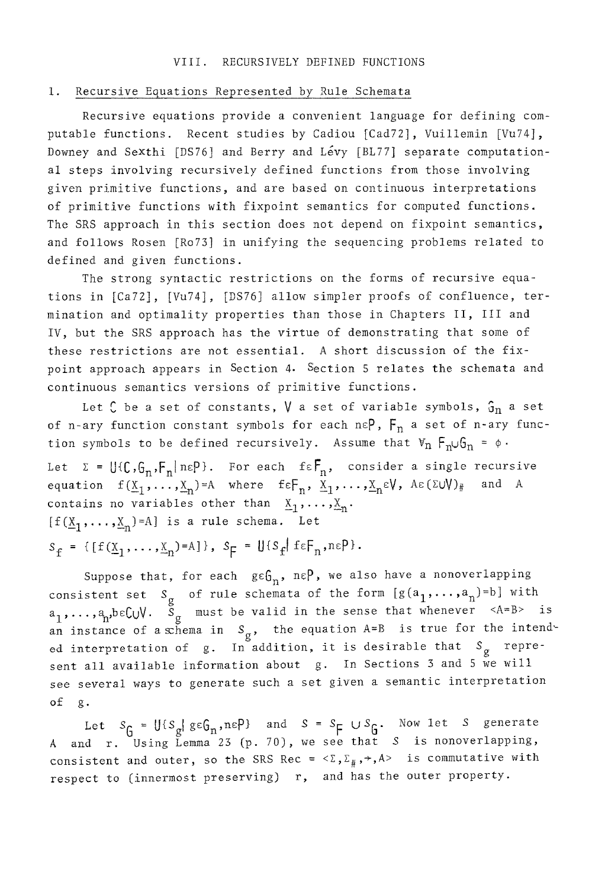# VIII. RECURSIVELY DEFINED FUNCTIONS

## 1. Recursive Equations Represented by Rule Schemata

Recursive equations provide a convenient language for defining computable functions. Recent studies by Cadiou [Cad72], Vuillemin [Vu74], Downey and Sethi [DS76] and Berry and Lévy [BL77] separate computational steps involving recursively defined functions from those involving given primitive functions, and are based on continuous interpretations of primitive functions with fixpoint semantics for computed functions. The SRS approach in this section does not depend on fixpoint semantics, and follows Rosen [Ro73] in unifying the sequencing problems related to defined and given functions.

The strong syntactic restrictions on the forms of recursive equations in [Ca72], [Vu74], [DS76] allow simpler proofs of confluence, termination and optimality properties than those in Chapters II, III and IV, but the SRS approach has the virtue of demonstrating that some of these restrictions are not essential. A short discussion of the fixpoint approach appears in Section 4. Section 5 relates the schemata and continuous semantics versions of primitive functions.

Let $\mathcal{C}$ be a set of constants, $\mathcal{V}$ a set of variable symbols, $\mathcal{G}_n$ a set of n-ary function constant symbols for each $n\varepsilon\mathcal{P}$, $\mathcal{F}_n$ a set of n-ary function symbols to be defined recursively. Assume that $\forall_n\ \mathcal{F}_n \cup \mathcal{G}_n = \phi$.

Let $\Sigma = \bigcup\{\mathcal{C},\mathcal{G}_n,\mathcal{F}_n \mid n\varepsilon\mathcal{P}\}$. For each $f\varepsilon\mathcal{F}_n$, consider a single recursive equation $f(\underline{X}_1,\ldots,\underline{X}_n)=A$ where $f\varepsilon\mathcal{F}_n$, $\underline{X}_1,\ldots,\underline{X}_n\varepsilon\mathcal{V}$, $A\varepsilon(\Sigma\cup\mathcal{V})_\#$ and $A$ contains no variables other than $\underline{X}_1,\ldots,\underline{X}_n$. $[f(\underline{X}_1,\ldots,\underline{X}_n)=A]$ is a rule schema. Let

$S_f = \{[f(\underline{X}_1,\ldots,\underline{X}_n)=A]\}$, $S_\mathcal{F} = \bigcup\{S_f \mid f\varepsilon\mathcal{F}_n, n\varepsilon\mathcal{P}\}$.

Suppose that, for each $g\varepsilon\mathcal{G}_n$, $n\varepsilon\mathcal{P}$, we also have a nonoverlapping consistent set $S_g$ of rule schemata of the form $[g(a_1,\ldots,a_n)=b]$ with $a_1,\ldots,a_n,b\varepsilon\mathcal{C}\cup\mathcal{V}$. $S_g$ must be valid in the sense that whenever $<A=B>$ is an instance of a schema in $S_g$, the equation $A=B$ is true for the intended interpretation of $g$. In addition, it is desirable that $S_g$ represent all available information about $g$. In Sections 3 and 5 we will see several ways to generate such a set given a semantic interpretation of $g$.

Let $S_\mathcal{G} = \bigcup\{S_g \mid g\varepsilon\mathcal{G}_n, n\varepsilon\mathcal{P}\}$ and $S = S_\mathcal{F} \cup S_\mathcal{G}$. Now let $S$ generate $A$ and $r$. Using Lemma 23 (p. 70), we see that $S$ is nonoverlapping, consistent and outer, so the SRS Rec $= <\Sigma,\Sigma_\#,\rightarrow,A>$ is commutative with respect to (innermost preserving) $r$, and has the outer property.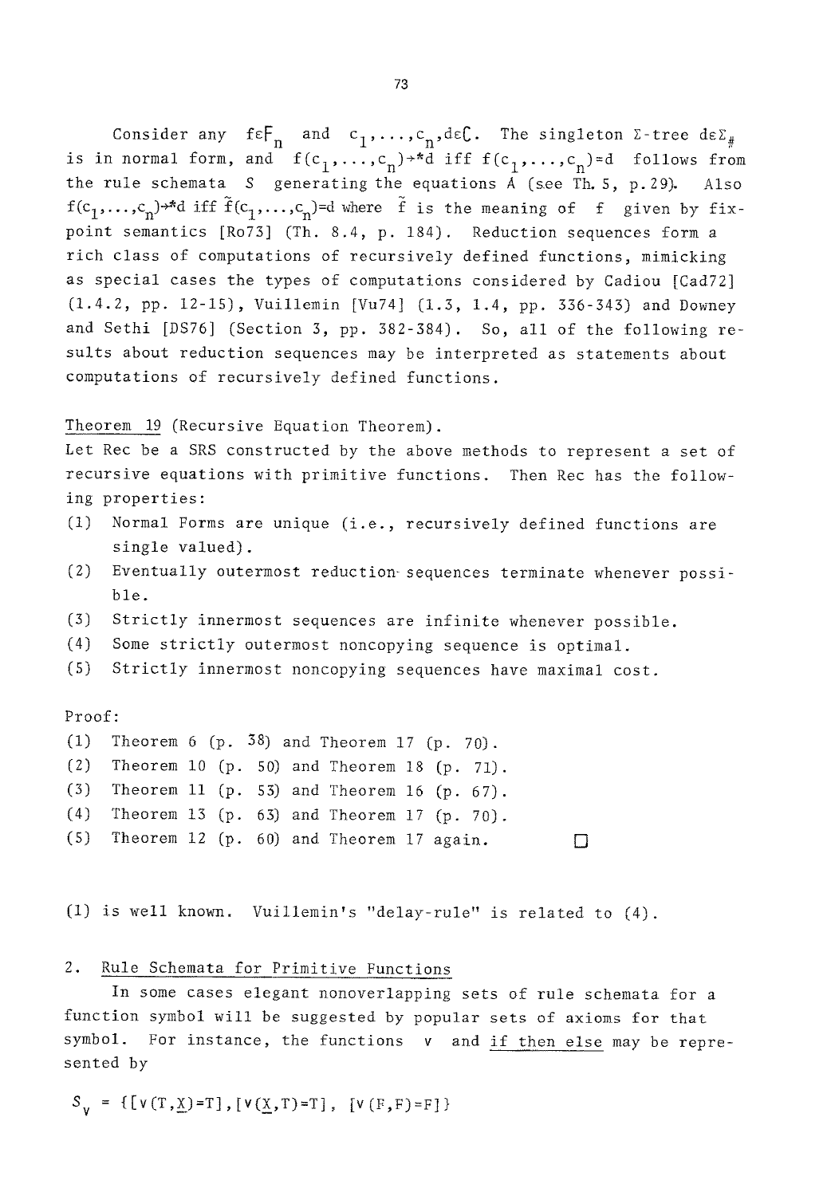Consider any $f \in F_n$ and $c_1,\ldots,c_n, d \in C$. The singleton $\Sigma$-tree $d \in \Sigma_\#$ is in normal form, and $f(c_1,\ldots,c_n) \to^* d$ iff $f(c_1,\ldots,c_n) = d$ follows from the rule schemata $S$ generating the equations $A$ (see Th. 5, p. 29). Also $f(c_1,\ldots,c_n) \to^* d$ iff $\tilde{f}(c_1,\ldots,c_n) = d$ where $\tilde{f}$ is the meaning of $f$ given by fixpoint semantics [Ro73] (Th. 8.4, p. 184). Reduction sequences form a rich class of computations of recursively defined functions, mimicking as special cases the types of computations considered by Cadiou [Cad72] (1.4.2, pp. 12-15), Vuillemin [Vu74] (1.3, 1.4, pp. 336-343) and Downey and Sethi [DS76] (Section 3, pp. 382-384). So, all of the following results about reduction sequences may be interpreted as statements about computations of recursively defined functions.

Theorem 19 (Recursive Equation Theorem).
Let Rec be a SRS constructed by the above methods to represent a set of recursive equations with primitive functions. Then Rec has the following properties:

(1) Normal Forms are unique (i.e., recursively defined functions are single valued).
(2) Eventually outermost reduction sequences terminate whenever possible.
(3) Strictly innermost sequences are infinite whenever possible.
(4) Some strictly outermost noncopying sequence is optimal.
(5) Strictly innermost noncopying sequences have maximal cost.

Proof:

(1) Theorem 6 (p. 38) and Theorem 17 (p. 70).
(2) Theorem 10 (p. 50) and Theorem 18 (p. 71).
(3) Theorem 11 (p. 53) and Theorem 16 (p. 67).
(4) Theorem 13 (p. 63) and Theorem 17 (p. 70).
(5) Theorem 12 (p. 60) and Theorem 17 again. □

(1) is well known. Vuillemin's "delay-rule" is related to (4).

## 2. Rule Schemata for Primitive Functions

In some cases elegant nonoverlapping sets of rule schemata for a function symbol will be suggested by popular sets of axioms for that symbol. For instance, the functions v and if then else may be represented by

$S_v = \{[v(T,\underline{X})=T], [v(\underline{X},T)=T], [v(F,F)=F]\}$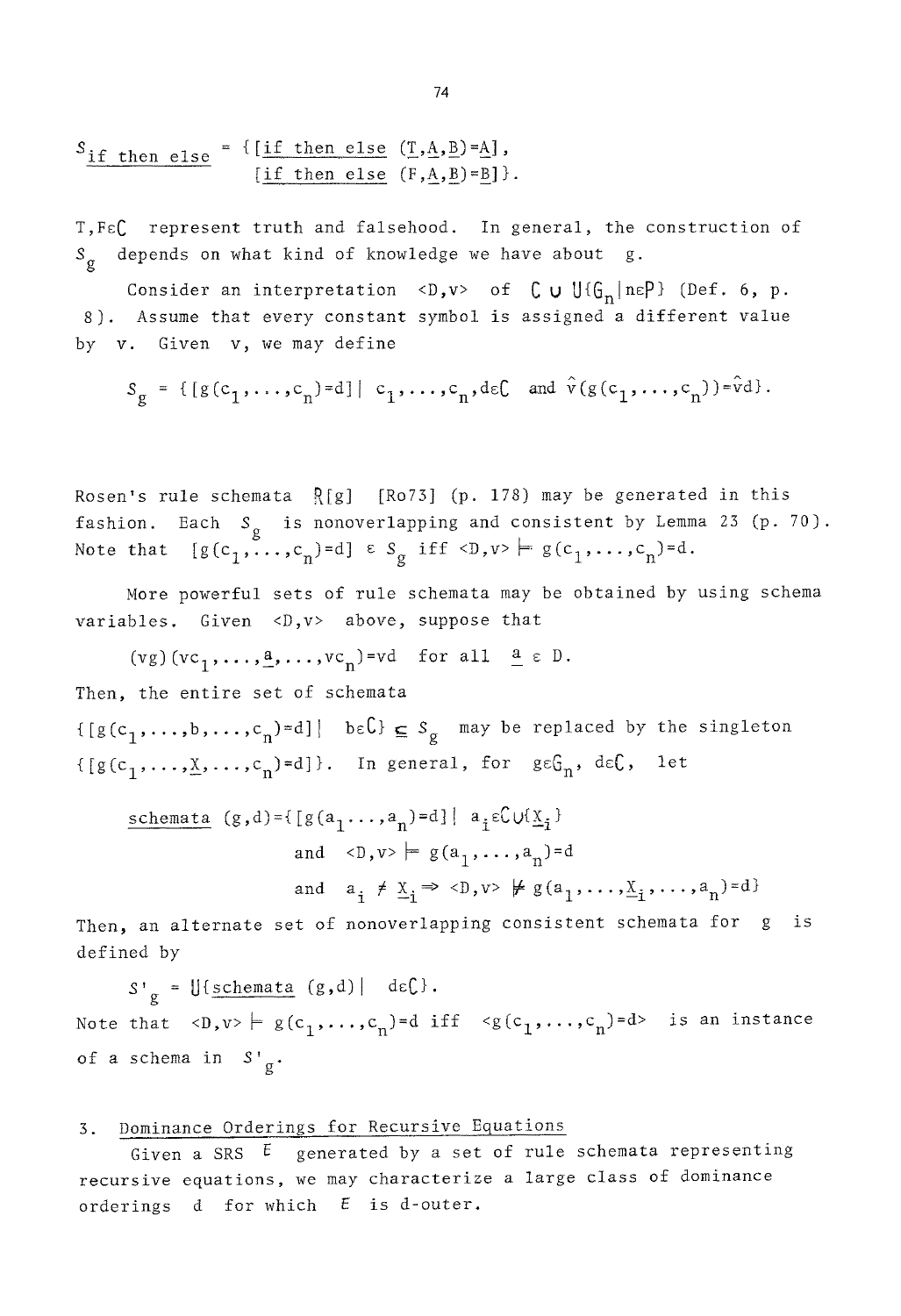$S_{\underline{\text{if then else}}} = \{[\underline{\text{if then else}}\ (\underline{T},\underline{A},\underline{B})=\underline{A}],$
$[\underline{\text{if then else}}\ (F,\underline{A},\underline{B})=\underline{B}]\}.$

$T,F\in\mathcal{C}$ represent truth and falsehood. In general, the construction of $S_g$ depends on what kind of knowledge we have about $g$.

Consider an interpretation $\langle D,v\rangle$ of $\mathcal{C}\cup\bigcup\{\mathcal{G}_n \mid n\in\mathcal{P}\}$ (Def. 6, p. 8). Assume that every constant symbol is assigned a different value by $v$. Given $v$, we may define

$$S_g = \{[g(c_1,\ldots,c_n)=d] \mid c_1,\ldots,c_n,d\in\mathcal{C} \text{ and } \hat{v}(g(c_1,\ldots,c_n))=\hat{v}d\}.$$

Rosen's rule schemata $\mathcal{R}[g]$ [Ro73] (p. 178) may be generated in this fashion. Each $S_g$ is nonoverlapping and consistent by Lemma 23 (p. 70). Note that $[g(c_1,\ldots,c_n)=d]\in S_g$ iff $\langle D,v\rangle \models g(c_1,\ldots,c_n)=d$.

More powerful sets of rule schemata may be obtained by using schema variables. Given $\langle D,v\rangle$ above, suppose that

$$(vg)(vc_1,\ldots,\underline{a},\ldots,vc_n)=vd \quad \text{for all } \underline{a}\in D.$$

Then, the entire set of schemata

$\{[g(c_1,\ldots,b,\ldots,c_n)=d] \mid b\in\mathcal{C}\} \subseteq S_g$ may be replaced by the singleton $\{[g(c_1,\ldots,\underline{X},\ldots,c_n)=d]\}$. In general, for $g\in\mathcal{G}_n$, $d\in\mathcal{C}$, let

$$\underline{\text{schemata}}\ (g,d)=\{[g(a_1\ldots,a_n)=d] \mid a_i\in\mathcal{C}\cup\{\underline{X}_i\}$$
$$\text{and } \langle D,v\rangle \models g(a_1,\ldots,a_n)=d$$
$$\text{and } a_i \neq \underline{X}_i \Rightarrow \langle D,v\rangle \not\models g(a_1,\ldots,\underline{X}_i,\ldots,a_n)=d\}$$

Then, an alternate set of nonoverlapping consistent schemata for $g$ is defined by

$$S'_g = \bigcup\{\underline{\text{schemata}}\ (g,d) \mid d\in\mathcal{C}\}.$$

Note that $\langle D,v\rangle \models g(c_1,\ldots,c_n)=d$ iff $\langle g(c_1,\ldots,c_n)=d\rangle$ is an instance of a schema in $S'_g$.

## 3. Dominance Orderings for Recursive Equations

Given a SRS $E$ generated by a set of rule schemata representing recursive equations, we may characterize a large class of dominance orderings $d$ for which $E$ is d-outer.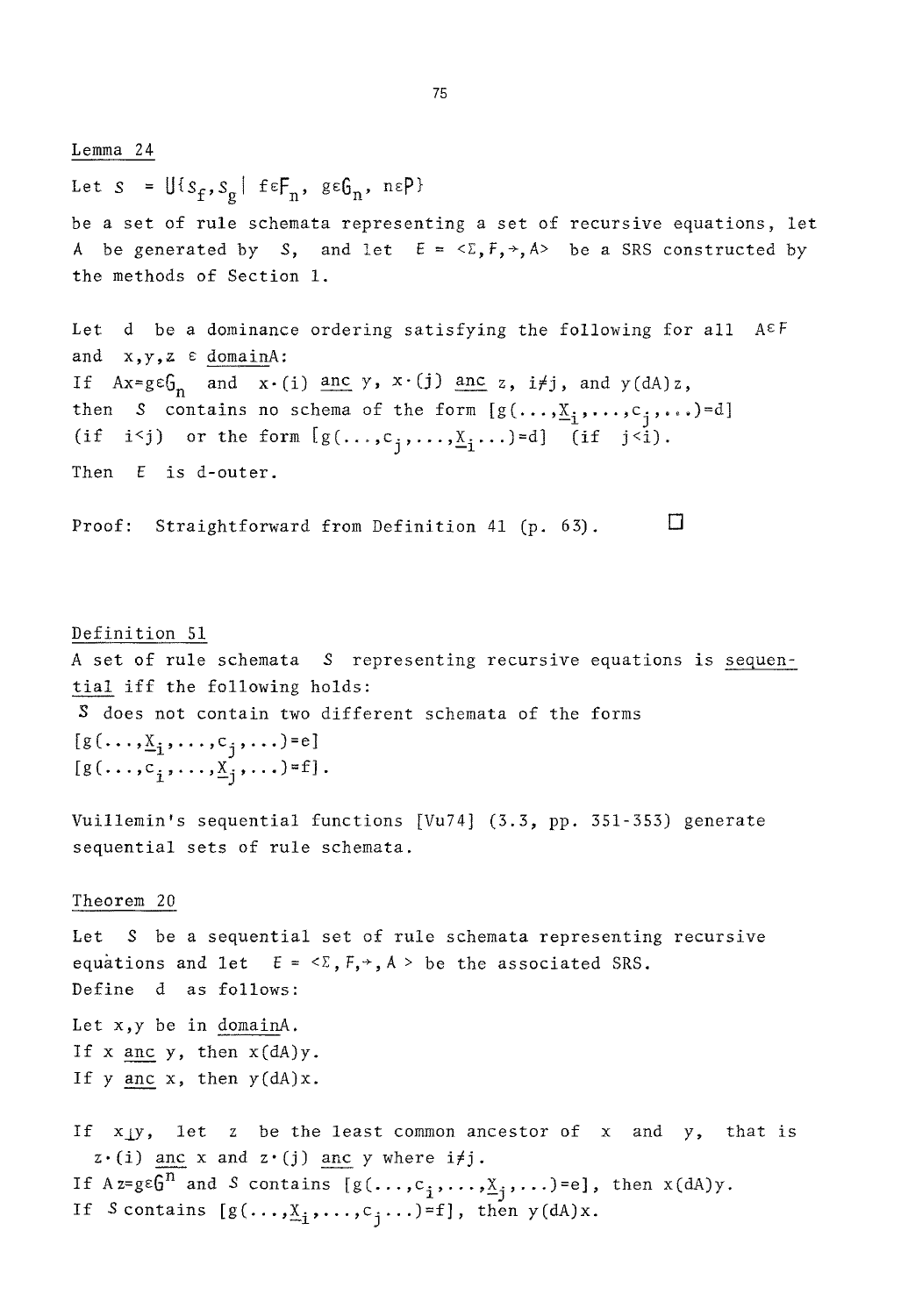Lemma 24

Let $S = \bigcup\{S_f, S_g \mid f \in F_n,\ g \in G_n,\ n \in P\}$

be a set of rule schemata representing a set of recursive equations, let $A$ be generated by $S$, and let $E = \langle \Sigma, F, \rightarrow, A \rangle$ be a SRS constructed by the methods of Section 1.

Let $d$ be a dominance ordering satisfying the following for all $A \in F$ and $x,y,z \in \underline{\text{domain}}A$:
If $Ax = g \in G_n$ and $x \cdot (i)\ \underline{\text{anc}}\ y$, $x \cdot (j)\ \underline{\text{anc}}\ z$, $i \neq j$, and $y(dA)z$, then $S$ contains no schema of the form $[g(\ldots,\underline{X}_i,\ldots,c_j,\ldots)=d]$ (if $i<j$) or the form $[g(\ldots,c_j,\ldots,\underline{X}_i\ldots)=d]$ (if $j<i$).

Then $E$ is d-outer.

Proof: Straightforward from Definition 41 (p. 63). □

Definition 51

A set of rule schemata $S$ representing recursive equations is sequential iff the following holds:
$S$ does not contain two different schemata of the forms
$[g(\ldots,\underline{X}_i,\ldots,c_j,\ldots)=e]$
$[g(\ldots,c_i,\ldots,\underline{X}_j,\ldots)=f]$.

Vuillemin's sequential functions [Vu74] (3.3, pp. 351-353) generate sequential sets of rule schemata.

Theorem 20

Let $S$ be a sequential set of rule schemata representing recursive equations and let $E = \langle \Sigma, F, \rightarrow, A \rangle$ be the associated SRS.
Define $d$ as follows:

Let $x,y$ be in $\underline{\text{domain}}A$.
If $x\ \underline{\text{anc}}\ y$, then $x(dA)y$.
If $y\ \underline{\text{anc}}\ x$, then $y(dA)x$.

If $x \perp y$, let $z$ be the least common ancestor of $x$ and $y$, that is $z \cdot (i)\ \underline{\text{anc}}\ x$ and $z \cdot (j)\ \underline{\text{anc}}\ y$ where $i \neq j$.
If $Az = g \in G^n$ and $S$ contains $[g(\ldots,c_i,\ldots,\underline{X}_j,\ldots)=e]$, then $x(dA)y$.
If $S$ contains $[g(\ldots,\underline{X}_i,\ldots,c_j\ldots)=f]$, then $y(dA)x$.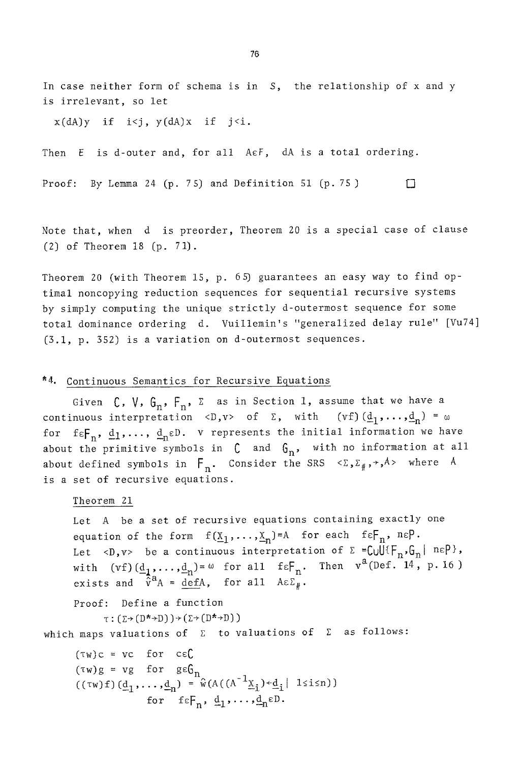In case neither form of schema is in $S$, the relationship of x and y is irrelevant, so let

$x(dA)y$ if $i<j$, $y(dA)x$ if $j<i$.

Then $E$ is d-outer and, for all $A\varepsilon F$, $dA$ is a total ordering.

Proof: By Lemma 24 (p. 75) and Definition 51 (p. 75) □

Note that, when d is preorder, Theorem 20 is a special case of clause (2) of Theorem 18 (p. 71).

Theorem 20 (with Theorem 15, p. 65) guarantees an easy way to find optimal noncopying reduction sequences for sequential recursive systems by simply computing the unique strictly d-outermost sequence for some total dominance ordering d. Vuillemin's "generalized delay rule" [Vu74] (3.1, p. 352) is a variation on d-outermost sequences.

## *4. Continuous Semantics for Recursive Equations

Given $C$, $V$, $G_n$, $F_n$, $\Sigma$ as in Section 1, assume that we have a continuous interpretation $\langle D,v\rangle$ of $\Sigma$, with $(vf)(\underline{d}_1,\ldots,\underline{d}_n) = \omega$ for $f\varepsilon F_n$, $\underline{d}_1,\ldots,\underline{d}_n\varepsilon D$. v represents the initial information we have about the primitive symbols in $C$ and $G_n$, with no information at all about defined symbols in $F_n$. Consider the SRS $\langle\Sigma,\Sigma_\#,\rightarrow,A\rangle$ where $A$ is a set of recursive equations.

Theorem 21

Let $A$ be a set of recursive equations containing exactly one equation of the form $f(\underline{X}_1,\ldots,\underline{X}_n)=A$ for each $f\varepsilon F_n$, $n\varepsilon P$. Let $\langle D,v\rangle$ be a continuous interpretation of $\Sigma = C\cup\bigcup\{F_n,G_n \mid n\varepsilon P\}$, with $(vf)(\underline{d}_1,\ldots,\underline{d}_n)=\omega$ for all $f\varepsilon F_n$. Then $v^a$(Def. 14, p. 16) exists and $\hat{v}^a A = \underline{def}A$, for all $A\varepsilon\Sigma_\#$.

Proof: Define a function

$$\tau:(\Sigma\rightarrow(D^*\rightarrow D))\rightarrow(\Sigma\rightarrow(D^*\rightarrow D))$$

which maps valuations of $\Sigma$ to valuations of $\Sigma$ as follows:

$$(\tau w)c = vc \quad \text{for } c\varepsilon C$$

$$(\tau w)g = vg \quad \text{for } g\varepsilon G_n$$

$$((\tau w)f)(\underline{d}_1,\ldots,\underline{d}_n) = \hat{w}(A((A^{-1}\underline{X}_i)\leftarrow\underline{d}_i \mid 1\leq i\leq n))$$

for $f\varepsilon F_n$, $\underline{d}_1,\ldots,\underline{d}_n\varepsilon D$.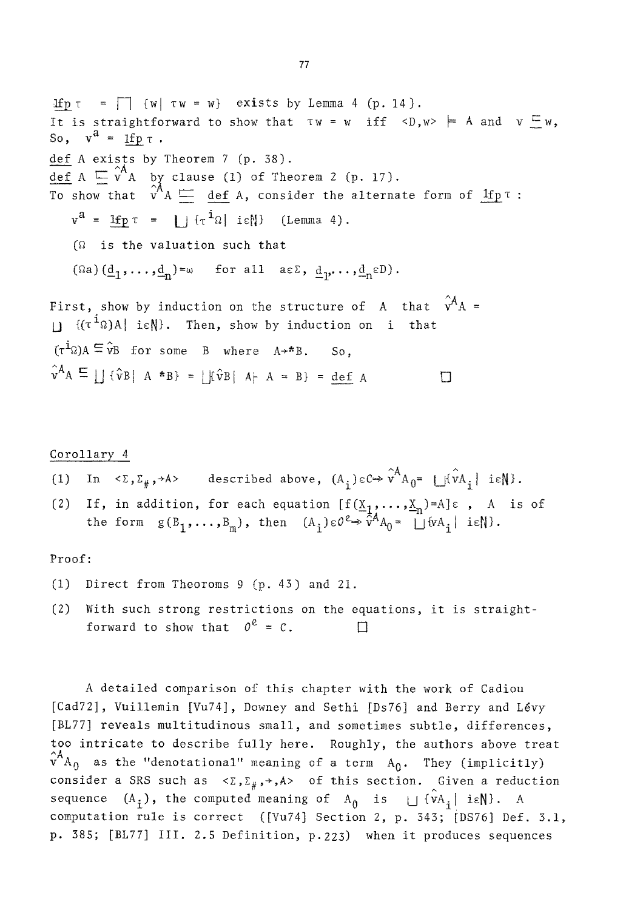$\underline{\text{lfp}}\ \tau = \sqcap \{w \mid \tau w = w\}$ exists by Lemma 4 (p. 14).
It is straightforward to show that $\tau w = w$ iff $\langle D,w\rangle \models A$ and $v \sqsubseteq w$,
So, $v^a = \underline{\text{lfp}}\ \tau$.

$\underline{\text{def}}$ A exists by Theorem 7 (p. 38).

$\underline{\text{def}}\ A \sqsubseteq \hat{v}^A A$ by clause (1) of Theorem 2 (p. 17).

To show that $\hat{v}^A A \sqsubseteq \underline{\text{def}}\ A$, consider the alternate form of $\underline{\text{lfp}}\ \tau$:

$$v^a = \underline{\text{lfp}}\ \tau = \bigsqcup \{\tau^i \Omega \mid i \in \mathbb{N}\} \quad \text{(Lemma 4)}.$$

($\Omega$ is the valuation such that

$(\Omega a)(\underline{d}_1,\ldots,\underline{d}_n) = \omega$ for all $a \in \Sigma$, $\underline{d}_1,\ldots,\underline{d}_n \in D$).

First, show by induction on the structure of $A$ that $\hat{v}^A A = \bigsqcup \{(\tau^i \Omega)A \mid i \in \mathbb{N}\}$. Then, show by induction on $i$ that $(\tau^i \Omega)A \sqsubseteq \hat{v}B$ for some $B$ where $A \to^* B$. So,

$\hat{v}^A A \sqsubseteq \bigsqcup \{\hat{v}B \mid A \ {}^*B\} = \bigsqcup \{\hat{v}B \mid A \vdash A = B\} = \underline{\text{def}}\ A$ □

Corollary 4

(1) In $\langle \Sigma, \Sigma_\#, \to, A\rangle$ described above, $(A_i) \in C \Rightarrow \hat{v}^A A_0 = \bigsqcup \{\hat{v}A_i \mid i \in \mathbb{N}\}$.

(2) If, in addition, for each equation $[f(\underline{x}_1,\ldots,\underline{x}_n) = A] \in$, $A$ is of the form $g(B_1,\ldots,B_m)$, then $(A_i) \in \mathcal{O}^e \Rightarrow \hat{v}^A A_0 = \bigsqcup \{\hat{v}A_i \mid i \in \mathbb{N}\}$.

Proof:

(1) Direct from Theoroms 9 (p. 43) and 21.

(2) With such strong restrictions on the equations, it is straightforward to show that $\mathcal{O}^e = C$. □

A detailed comparison of this chapter with the work of Cadiou [Cad72], Vuillemin [Vu74], Downey and Sethi [Ds76] and Berry and Lévy [BL77] reveals multitudinous small, and sometimes subtle, differences, too intricate to describe fully here. Roughly, the authors above treat $\hat{v}^A A_0$ as the "denotational" meaning of a term $A_0$. They (implicitly) consider a SRS such as $\langle \Sigma, \Sigma_\#, \to, A\rangle$ of this section. Given a reduction sequence $(A_i)$, the computed meaning of $A_0$ is $\bigsqcup \{\hat{v}A_i \mid i \in \mathbb{N}\}$. A computation rule is correct ([Vu74] Section 2, p. 343; [DS76] Def. 3.1, p. 385; [BL77] III. 2.5 Definition, p.223) when it produces sequences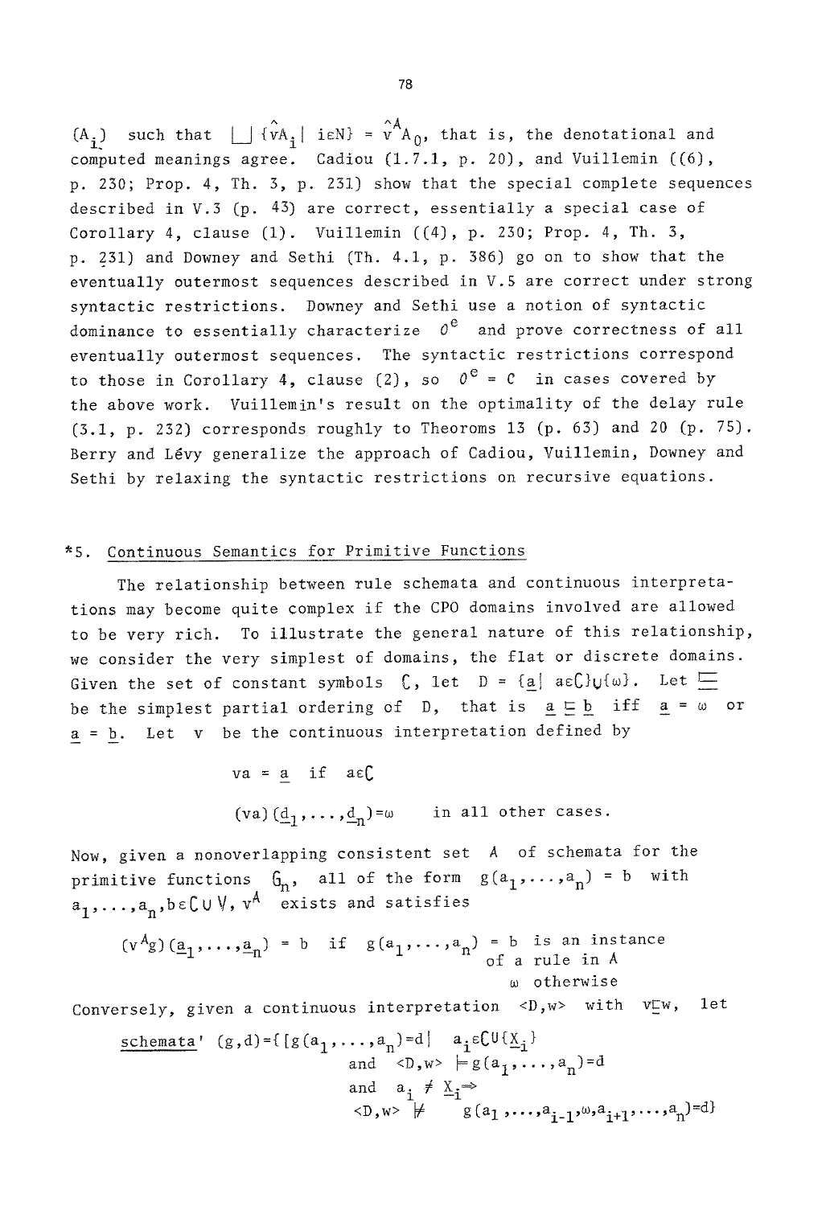$(A_i)$ such that $\bigsqcup \{\hat{v}A_i \mid i\varepsilon N\} = \hat{v}^A A_0$, that is, the denotational and computed meanings agree. Cadiou (1.7.1, p. 20), and Vuillemin ((6), p. 230; Prop. 4, Th. 3, p. 231) show that the special complete sequences described in V.3 (p. 43) are correct, essentially a special case of Corollary 4, clause (1). Vuillemin ((4), p. 230; Prop. 4, Th. 3, p. 231) and Downey and Sethi (Th. 4.1, p. 386) go on to show that the eventually outermost sequences described in V.5 are correct under strong syntactic restrictions. Downey and Sethi use a notion of syntactic dominance to essentially characterize $O^e$ and prove correctness of all eventually outermost sequences. The syntactic restrictions correspond to those in Corollary 4, clause (2), so $O^e = C$ in cases covered by the above work. Vuillemin's result on the optimality of the delay rule (3.1, p. 232) corresponds roughly to Theoroms 13 (p. 63) and 20 (p. 75). Berry and Lévy generalize the approach of Cadiou, Vuillemin, Downey and Sethi by relaxing the syntactic restrictions on recursive equations.

## *5. Continuous Semantics for Primitive Functions

The relationship between rule schemata and continuous interpretations may become quite complex if the CPO domains involved are allowed to be very rich. To illustrate the general nature of this relationship, we consider the very simplest of domains, the flat or discrete domains. Given the set of constant symbols $\mathfrak{C}$, let $D = \{\underline{a} \mid a\varepsilon\mathfrak{C}\} \cup \{\omega\}$. Let $\sqsubseteq$ be the simplest partial ordering of $D$, that is $\underline{a} \sqsubseteq \underline{b}$ iff $\underline{a} = \omega$ or $\underline{a} = \underline{b}$. Let $v$ be the continuous interpretation defined by

$$va = \underline{a} \quad \text{if } a\varepsilon\mathfrak{C}$$

$$(va)(\underline{d}_1,\ldots,\underline{d}_n) = \omega \quad \text{in all other cases.}$$

Now, given a nonoverlapping consistent set $A$ of schemata for the primitive functions $\mathfrak{G}_n$, all of the form $g(a_1,\ldots,a_n) = b$ with $a_1,\ldots,a_n,b\varepsilon\mathfrak{C} \cup \mathfrak{V}$, $v^A$ exists and satisfies

$$(v^A g)(\underline{a}_1,\ldots,\underline{a}_n) = b \quad \text{if } g(a_1,\ldots,a_n) = b \text{ is an instance of a rule in } A$$
$$\omega \quad \text{otherwise}$$

Conversely, given a continuous interpretation $\langle D,w\rangle$ with $v \sqsubseteq w$, let

$$\underline{\text{schemata}}'(g,d) = \{[g(a_1,\ldots,a_n)=d] \mid a_i\varepsilon\mathfrak{C}\cup\{\underline{X}_i\} \text{ and } \langle D,w\rangle \models g(a_1,\ldots,a_n)=d \text{ and } a_i \neq \underline{X}_i \Rightarrow \langle D,w\rangle \not\models g(a_1,\ldots,a_{i-1},\omega,a_{i+1},\ldots,a_n)=d\}$$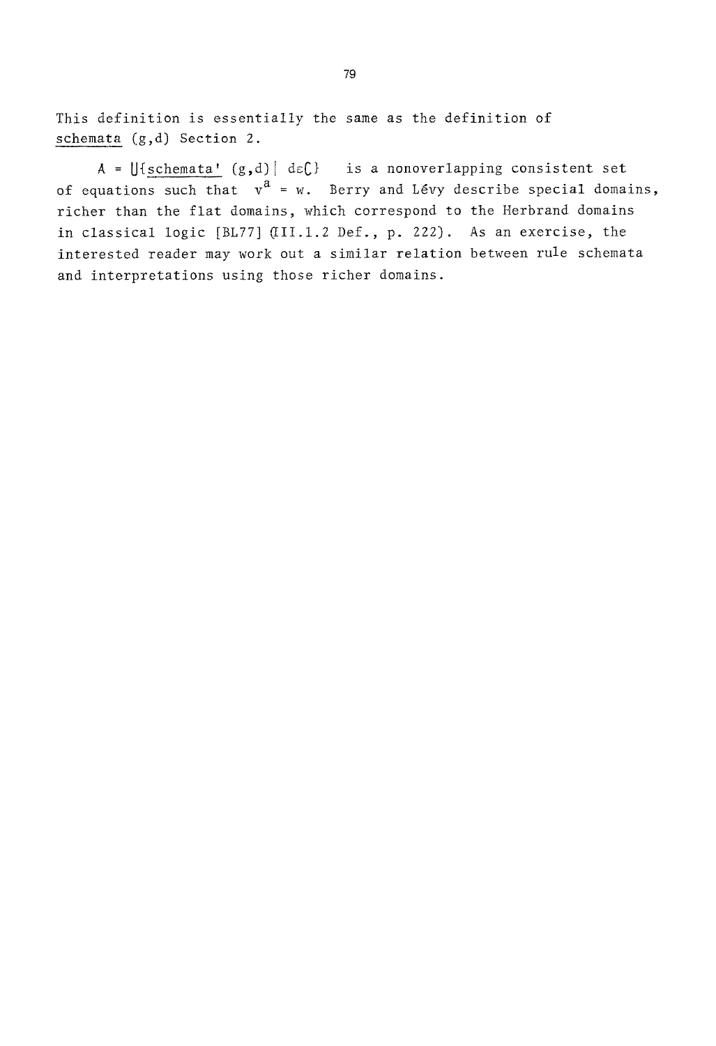This definition is essentially the same as the definition of schemata (g,d) Section 2.

$A = \bigcup\{\underline{\text{schemata}'}\ (g,d) \mid d \in C\}$ is a nonoverlapping consistent set of equations such that $v^a = w$. Berry and Lévy describe special domains, richer than the flat domains, which correspond to the Herbrand domains in classical logic [BL77] (II.1.2 Def., p. 222). As an exercise, the interested reader may work out a similar relation between rule schemata and interpretations using those richer domains.